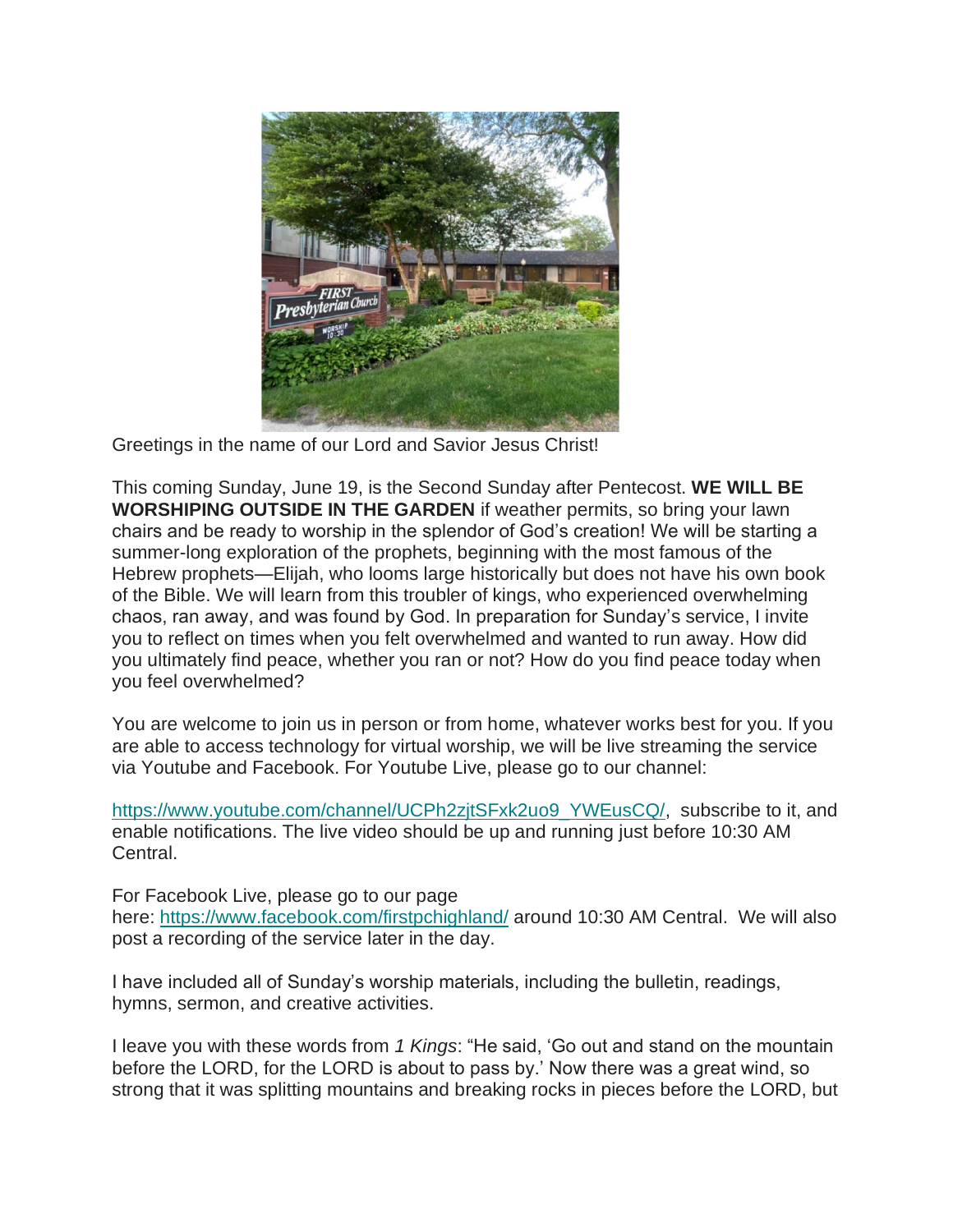Greetings in the name of our Lord and Savior Jesus Christ!

This coming Sunday, June 19, is the Second Sunday after Pentecost. **WE WILL BE WORSHIPING OUTSIDE IN THE GARDEN** if weather permits, so bring your lawn chairs and be ready to worship in the splendor of God's creation! We will be starting a summer-long exploration of the prophets, beginning with the most famous of the Hebrew prophets—Elijah, who looms large historically but does not have his own book of the Bible. We will learn from this troubler of kings, who experienced overwhelming chaos, ran away, and was found by God. In preparation for Sunday's service, I invite you to reflect on times when you felt overwhelmed and wanted to run away. How did you ultimately find peace, whether you ran or not? How do you find peace today when you feel overwhelmed?

You are welcome to join us in person or from home, whatever works best for you. If you are able to access technology for virtual worship, we will be live streaming the service via Youtube and Facebook. For Youtube Live, please go to our channel:

https://www.youtube.com/channel/UCPh2zjtSFxk2uo9_YWEusCQ/, subscribe to it, and enable notifications. The live video should be up and running just before 10:30 AM Central.

For Facebook Live, please go to our page here: https://www.facebook.com/firstpchighland/ around 10:30 AM Central. We will also post a recording of the service later in the day.

I have included all of Sunday's worship materials, including the bulletin, readings, hymns, sermon, and creative activities.

I leave you with these words from *1 Kings*: "He said, 'Go out and stand on the mountain before the LORD, for the LORD is about to pass by.' Now there was a great wind, so strong that it was splitting mountains and breaking rocks in pieces before the LORD, but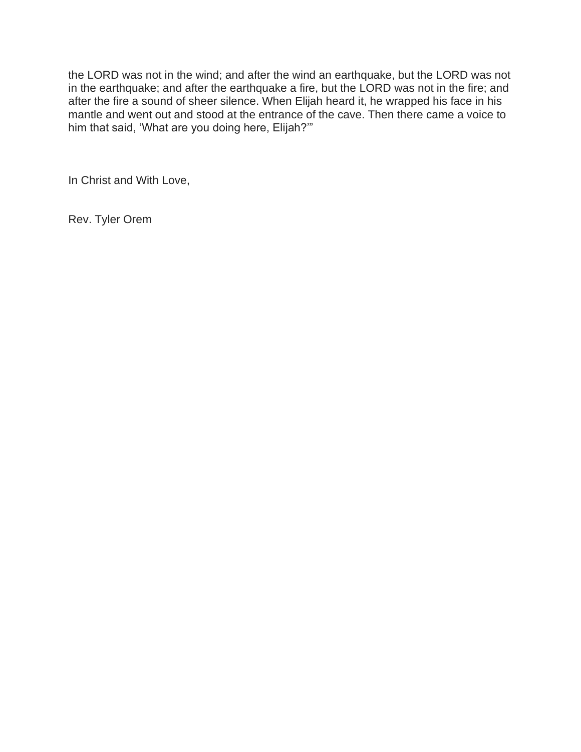the LORD was not in the wind; and after the wind an earthquake, but the LORD was not in the earthquake; and after the earthquake a fire, but the LORD was not in the fire; and after the fire a sound of sheer silence. When Elijah heard it, he wrapped his face in his mantle and went out and stood at the entrance of the cave. Then there came a voice to him that said, 'What are you doing here, Elijah?'"

In Christ and With Love,

Rev. Tyler Orem